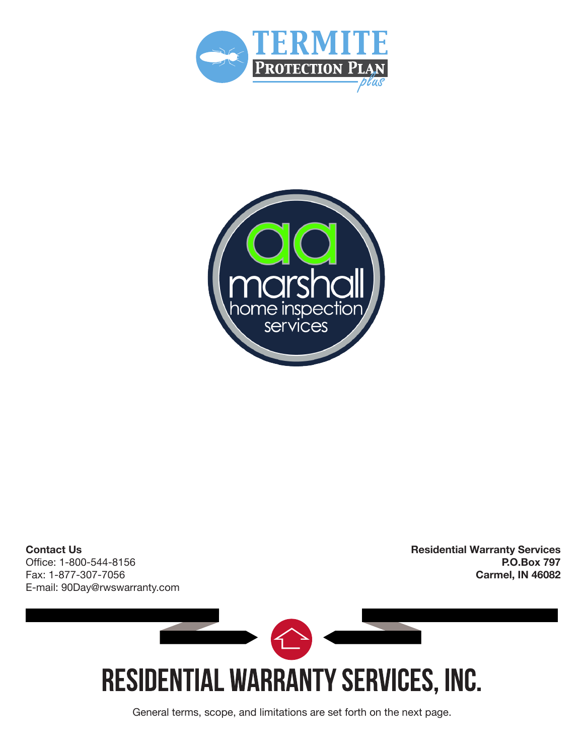# TERMITE PROTECTION PLAN *plus*

aa marshall home inspection services

**Contact Us**
Office: 1-800-544-8156
Fax: 1-877-307-7056
E-mail: 90Day@rwswarranty.com

**Residential Warranty Services**
**P.O.Box 797**
**Carmel, IN 46082**

# RESIDENTIAL WARRANTY SERVICES, INC.

General terms, scope, and limitations are set forth on the next page.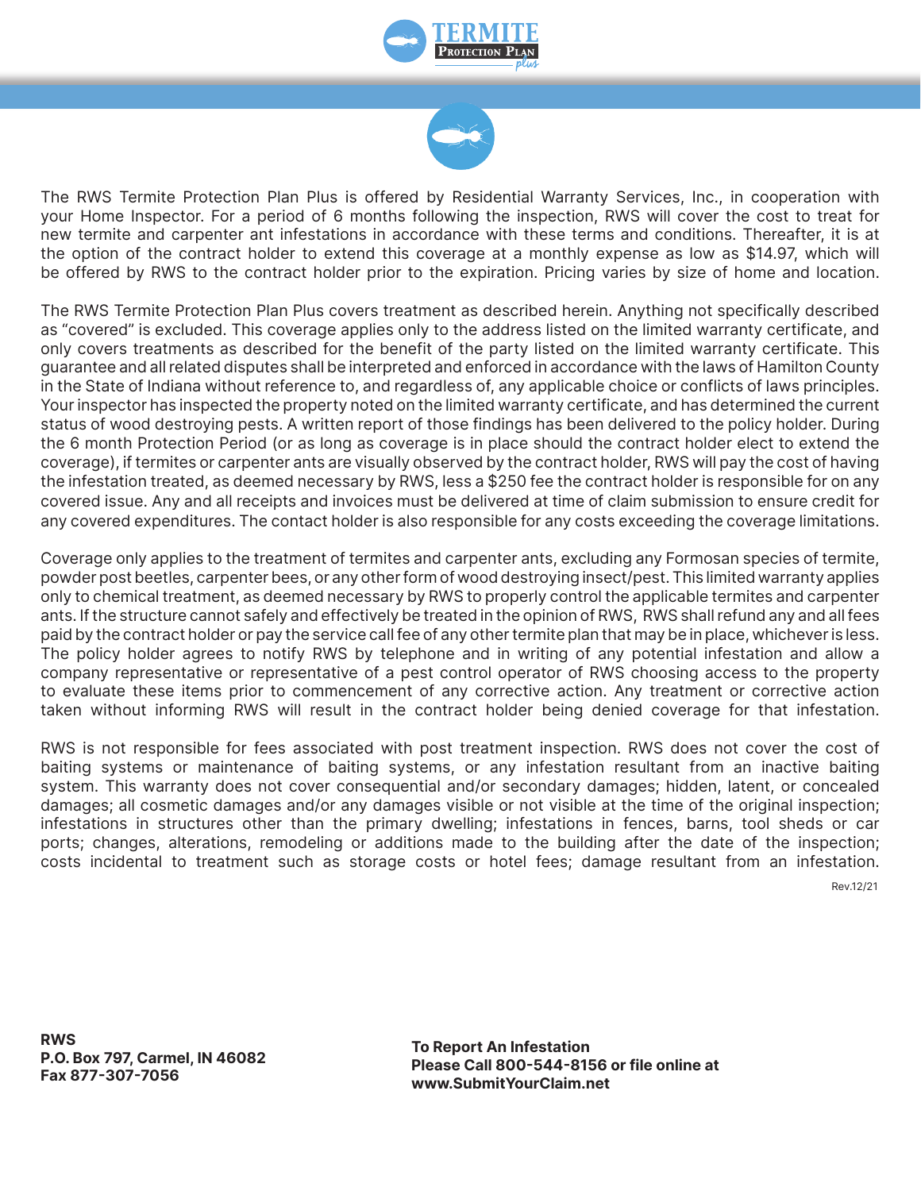# TERMITE PROTECTION PLAN plus

The RWS Termite Protection Plan Plus is offered by Residential Warranty Services, Inc., in cooperation with your Home Inspector. For a period of 6 months following the inspection, RWS will cover the cost to treat for new termite and carpenter ant infestations in accordance with these terms and conditions. Thereafter, it is at the option of the contract holder to extend this coverage at a monthly expense as low as $14.97, which will be offered by RWS to the contract holder prior to the expiration. Pricing varies by size of home and location.

The RWS Termite Protection Plan Plus covers treatment as described herein. Anything not specifically described as "covered" is excluded. This coverage applies only to the address listed on the limited warranty certificate, and only covers treatments as described for the benefit of the party listed on the limited warranty certificate. This guarantee and all related disputes shall be interpreted and enforced in accordance with the laws of Hamilton County in the State of Indiana without reference to, and regardless of, any applicable choice or conflicts of laws principles. Your inspector has inspected the property noted on the limited warranty certificate, and has determined the current status of wood destroying pests. A written report of those findings has been delivered to the policy holder. During the 6 month Protection Period (or as long as coverage is in place should the contract holder elect to extend the coverage), if termites or carpenter ants are visually observed by the contract holder, RWS will pay the cost of having the infestation treated, as deemed necessary by RWS, less a $250 fee the contract holder is responsible for on any covered issue. Any and all receipts and invoices must be delivered at time of claim submission to ensure credit for any covered expenditures. The contact holder is also responsible for any costs exceeding the coverage limitations.

Coverage only applies to the treatment of termites and carpenter ants, excluding any Formosan species of termite, powder post beetles, carpenter bees, or any other form of wood destroying insect/pest. This limited warranty applies only to chemical treatment, as deemed necessary by RWS to properly control the applicable termites and carpenter ants. If the structure cannot safely and effectively be treated in the opinion of RWS, RWS shall refund any and all fees paid by the contract holder or pay the service call fee of any other termite plan that may be in place, whichever is less. The policy holder agrees to notify RWS by telephone and in writing of any potential infestation and allow a company representative or representative of a pest control operator of RWS choosing access to the property to evaluate these items prior to commencement of any corrective action. Any treatment or corrective action taken without informing RWS will result in the contract holder being denied coverage for that infestation.

RWS is not responsible for fees associated with post treatment inspection. RWS does not cover the cost of baiting systems or maintenance of baiting systems, or any infestation resultant from an inactive baiting system. This warranty does not cover consequential and/or secondary damages; hidden, latent, or concealed damages; all cosmetic damages and/or any damages visible or not visible at the time of the original inspection; infestations in structures other than the primary dwelling; infestations in fences, barns, tool sheds or car ports; changes, alterations, remodeling or additions made to the building after the date of the inspection; costs incidental to treatment such as storage costs or hotel fees; damage resultant from an infestation.

Rev.12/21

**RWS**
**P.O. Box 797, Carmel, IN 46082**
**Fax 877-307-7056**

**To Report An Infestation**
**Please Call 800-544-8156 or file online at**
**www.SubmitYourClaim.net**